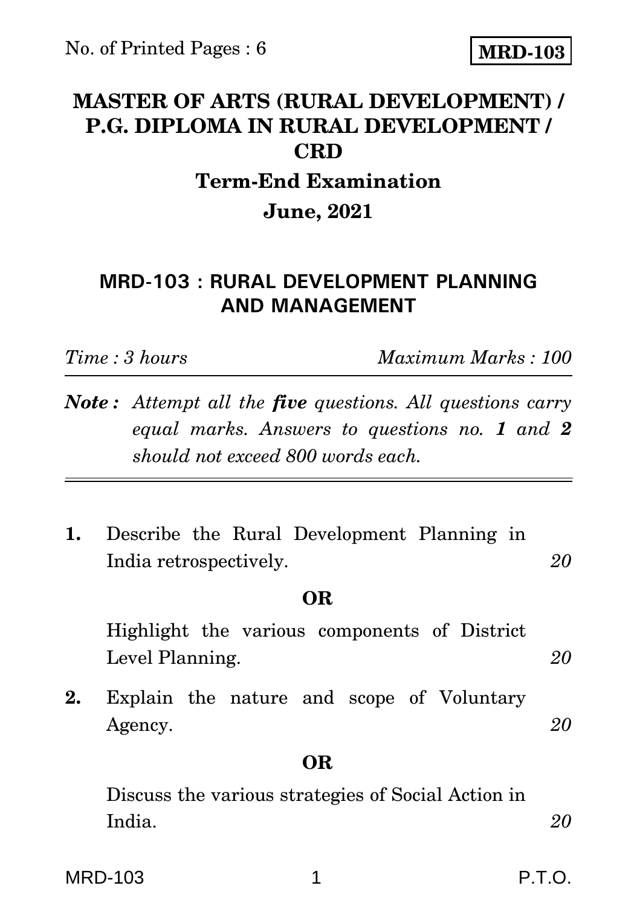No. of Printed Pages : 6

**MRD-103**

# MASTER OF ARTS (RURAL DEVELOPMENT) / P.G. DIPLOMA IN RURAL DEVELOPMENT / CRD

## Term-End Examination

## June, 2021

### MRD-103 : RURAL DEVELOPMENT PLANNING AND MANAGEMENT

*Time : 3 hours* *Maximum Marks : 100*

***Note :*** *Attempt all the **five** questions. All questions carry equal marks. Answers to questions no. **1** and **2** should not exceed 800 words each.*

---

**1.** Describe the Rural Development Planning in India retrospectively. *20*

**OR**

Highlight the various components of District Level Planning. *20*

**2.** Explain the nature and scope of Voluntary Agency. *20*

**OR**

Discuss the various strategies of Social Action in India. *20*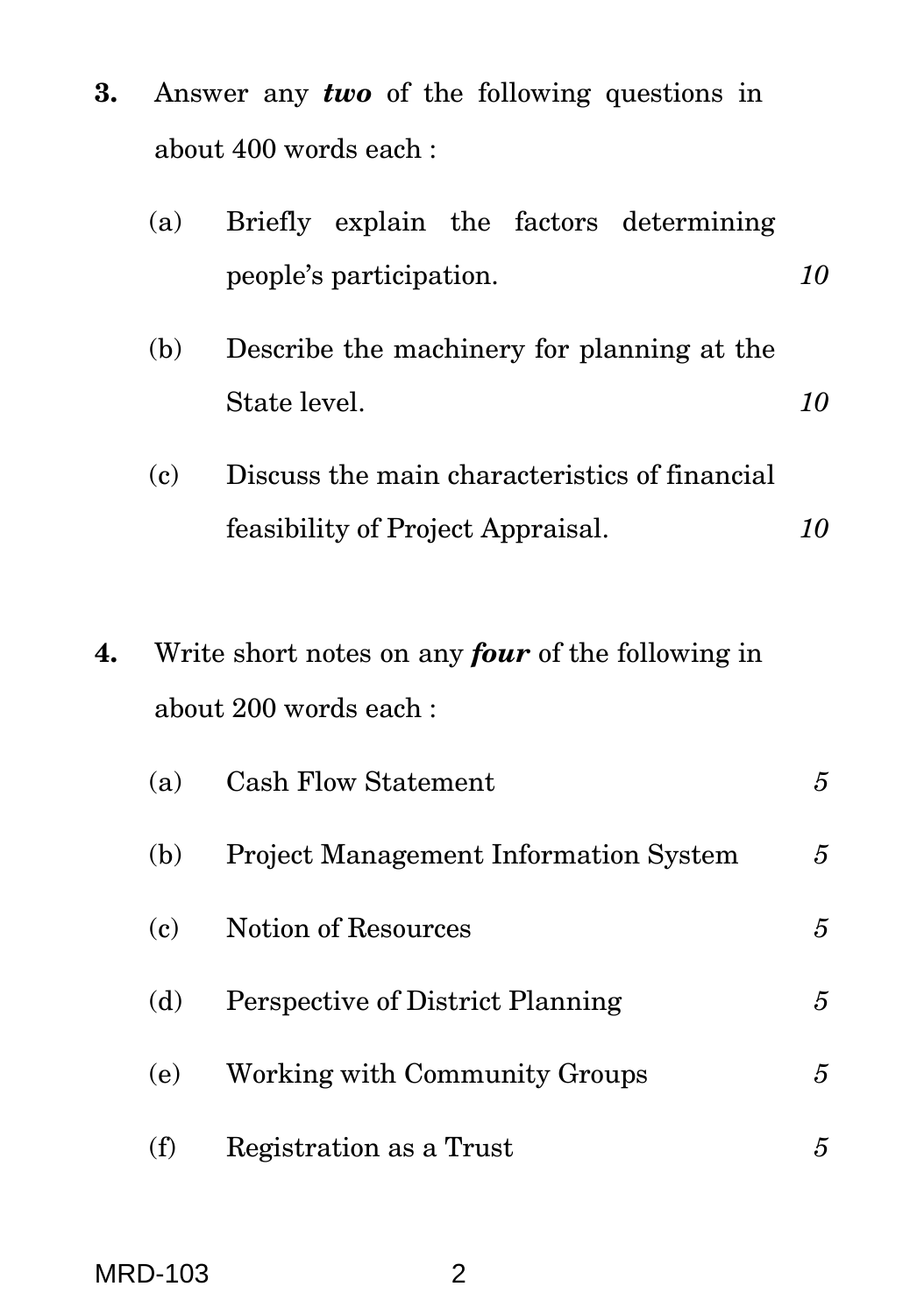**3.** Answer any ***two*** of the following questions in about 400 words each :

(a) Briefly explain the factors determining people's participation. *10*

(b) Describe the machinery for planning at the State level. *10*

(c) Discuss the main characteristics of financial feasibility of Project Appraisal. *10*

**4.** Write short notes on any ***four*** of the following in about 200 words each :

(a) Cash Flow Statement *5*

(b) Project Management Information System *5*

(c) Notion of Resources *5*

(d) Perspective of District Planning *5*

(e) Working with Community Groups *5*

(f) Registration as a Trust *5*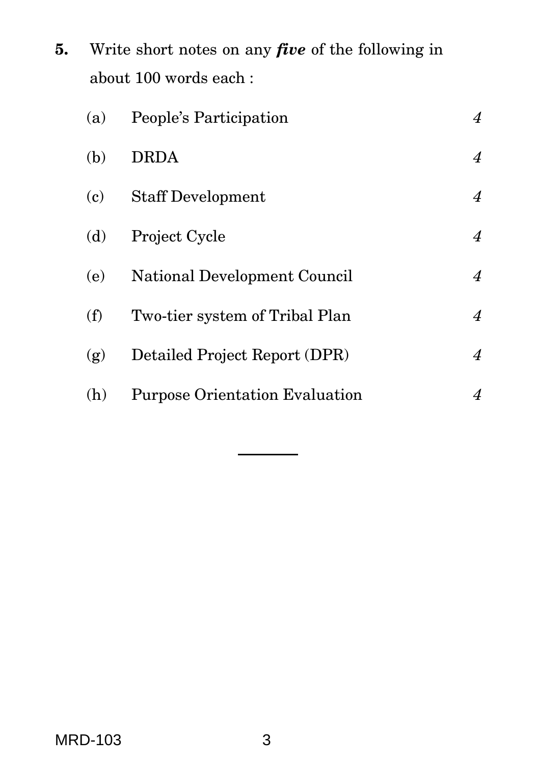**5.** Write short notes on any ***five*** of the following in about 100 words each :

| | | |
|---|---|---|
| (a) | People's Participation | *4* |
| (b) | DRDA | *4* |
| (c) | Staff Development | *4* |
| (d) | Project Cycle | *4* |
| (e) | National Development Council | *4* |
| (f) | Two-tier system of Tribal Plan | *4* |
| (g) | Detailed Project Report (DPR) | *4* |
| (h) | Purpose Orientation Evaluation | *4* |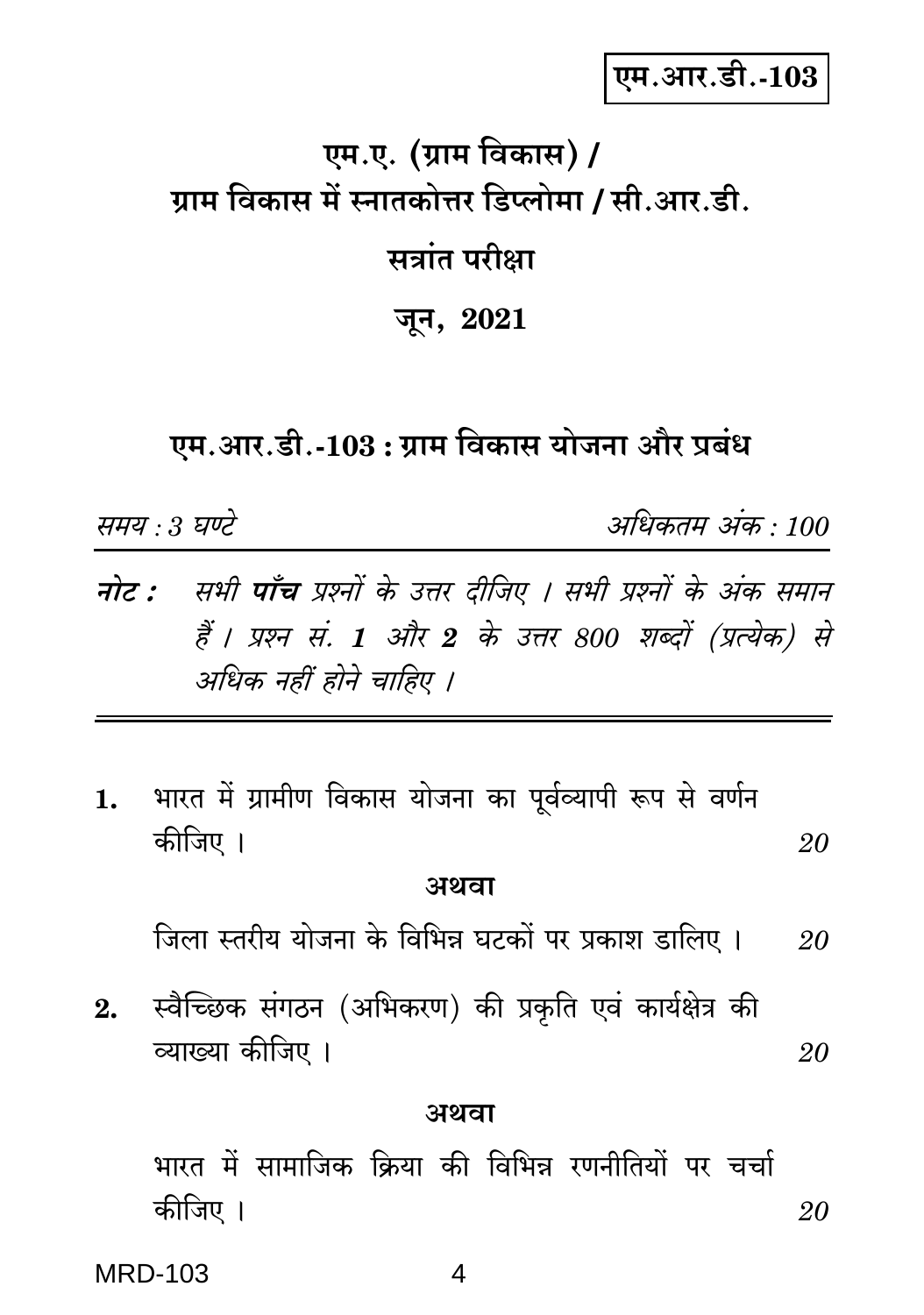एम.आर.डी.-103

# एम.ए. (ग्राम विकास) / ग्राम विकास में स्नातकोत्तर डिप्लोमा / सी.आर.डी.

## सत्रांत परीक्षा

## जून, 2021

## एम.आर.डी.-103 : ग्राम विकास योजना और प्रबंध

*समय : 3 घण्टे* *अधिकतम अंक : 100*

***नोट :*** *सभी **पाँच** प्रश्नों के उत्तर दीजिए । सभी प्रश्नों के अंक समान हैं । प्रश्न सं. **1** और **2** के उत्तर 800 शब्दों (प्रत्येक) से अधिक नहीं होने चाहिए ।*

---

**1.** भारत में ग्रामीण विकास योजना का पूर्वव्यापी रूप से वर्णन कीजिए । *20*

**अथवा**

जिला स्तरीय योजना के विभिन्न घटकों पर प्रकाश डालिए । *20*

**2.** स्वैच्छिक संगठन (अभिकरण) की प्रकृति एवं कार्यक्षेत्र की व्याख्या कीजिए । *20*

**अथवा**

भारत में सामाजिक क्रिया की विभिन्न रणनीतियों पर चर्चा कीजिए । *20*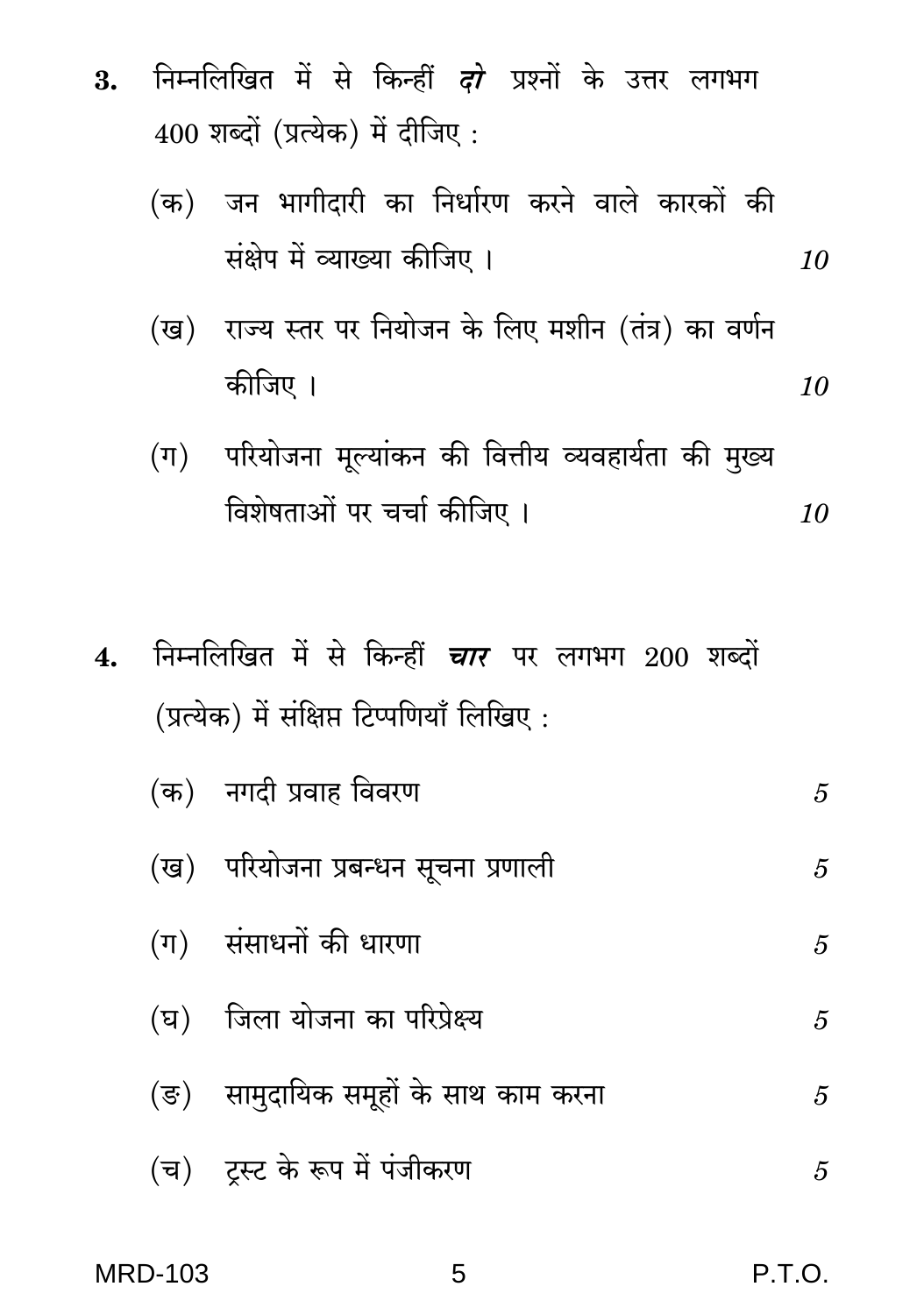3. निम्नलिखित में से किन्हीं ***दो*** प्रश्नों के उत्तर लगभग 400 शब्दों (प्रत्येक) में दीजिए :

   (क) जन भागीदारी का निर्धारण करने वाले कारकों की संक्षेप में व्याख्या कीजिए । *10*

   (ख) राज्य स्तर पर नियोजन के लिए मशीन (तंत्र) का वर्णन कीजिए । *10*

   (ग) परियोजना मूल्यांकन की वित्तीय व्यवहार्यता की मुख्य विशेषताओं पर चर्चा कीजिए । *10*

4. निम्नलिखित में से किन्हीं ***चार*** पर लगभग 200 शब्दों (प्रत्येक) में संक्षिप्त टिप्पणियाँ लिखिए :

   (क) नगदी प्रवाह विवरण *5*

   (ख) परियोजना प्रबन्धन सूचना प्रणाली *5*

   (ग) संसाधनों की धारणा *5*

   (घ) जिला योजना का परिप्रेक्ष्य *5*

   (ङ) सामुदायिक समूहों के साथ काम करना *5*

   (च) ट्रस्ट के रूप में पंजीकरण *5*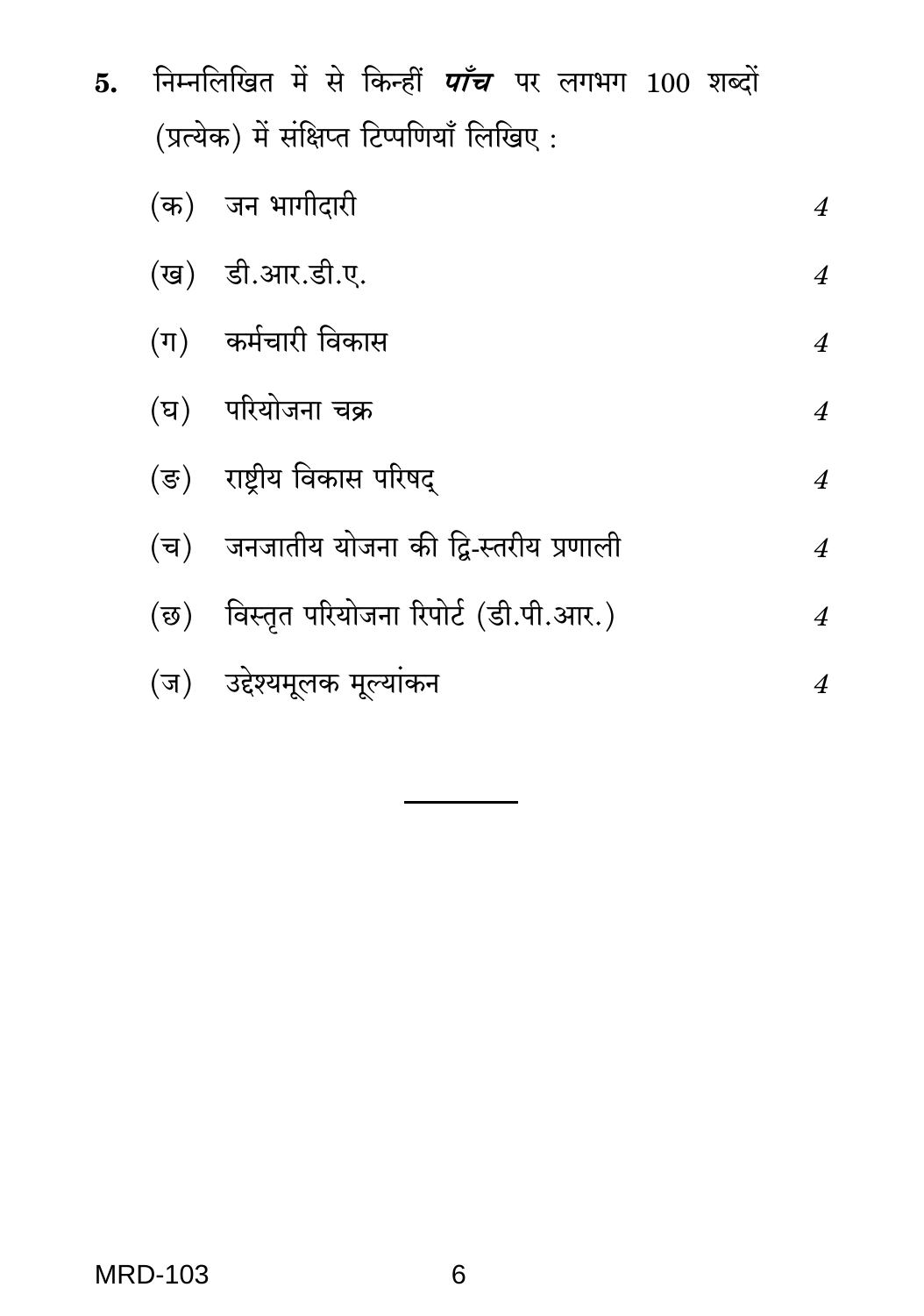**5.** निम्नलिखित में से किन्हीं ***पाँच*** पर लगभग 100 शब्दों (प्रत्येक) में संक्षिप्त टिप्पणियाँ लिखिए :

(क) जन भागीदारी *4*

(ख) डी.आर.डी.ए. *4*

(ग) कर्मचारी विकास *4*

(घ) परियोजना चक्र *4*

(ङ) राष्ट्रीय विकास परिषद् *4*

(च) जनजातीय योजना की द्वि-स्तरीय प्रणाली *4*

(छ) विस्तृत परियोजना रिपोर्ट (डी.पी.आर.) *4*

(ज) उद्देश्यमूलक मूल्यांकन *4*